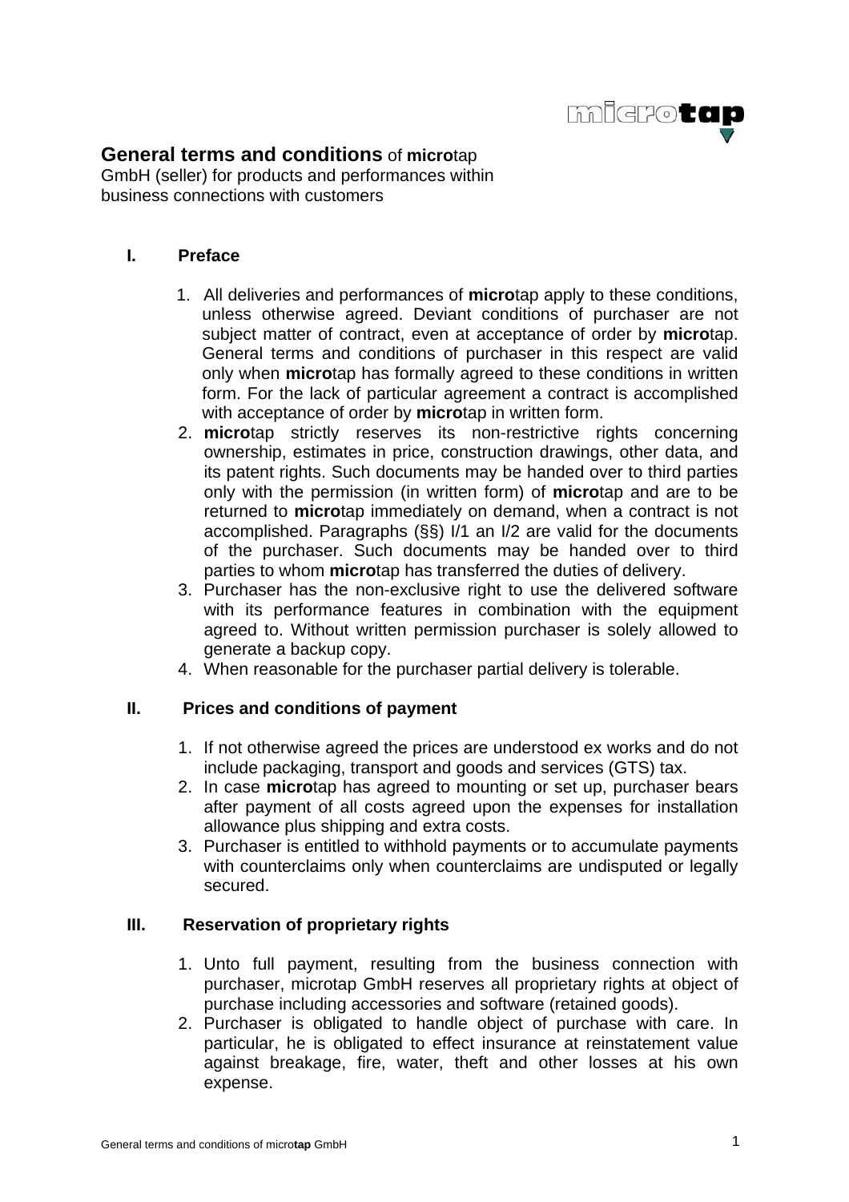# **General terms and conditions** of **micro**tap GmbH (seller) for products and performances within business connections with customers

## I. Preface

1. All deliveries and performances of **micro**tap apply to these conditions, unless otherwise agreed. Deviant conditions of purchaser are not subject matter of contract, even at acceptance of order by **micro**tap. General terms and conditions of purchaser in this respect are valid only when **micro**tap has formally agreed to these conditions in written form. For the lack of particular agreement a contract is accomplished with acceptance of order by **micro**tap in written form.
2. **micro**tap strictly reserves its non-restrictive rights concerning ownership, estimates in price, construction drawings, other data, and its patent rights. Such documents may be handed over to third parties only with the permission (in written form) of **micro**tap and are to be returned to **micro**tap immediately on demand, when a contract is not accomplished. Paragraphs (§§) I/1 an I/2 are valid for the documents of the purchaser. Such documents may be handed over to third parties to whom **micro**tap has transferred the duties of delivery.
3. Purchaser has the non-exclusive right to use the delivered software with its performance features in combination with the equipment agreed to. Without written permission purchaser is solely allowed to generate a backup copy.
4. When reasonable for the purchaser partial delivery is tolerable.

## II. Prices and conditions of payment

1. If not otherwise agreed the prices are understood ex works and do not include packaging, transport and goods and services (GTS) tax.
2. In case **micro**tap has agreed to mounting or set up, purchaser bears after payment of all costs agreed upon the expenses for installation allowance plus shipping and extra costs.
3. Purchaser is entitled to withhold payments or to accumulate payments with counterclaims only when counterclaims are undisputed or legally secured.

## III. Reservation of proprietary rights

1. Unto full payment, resulting from the business connection with purchaser, microtap GmbH reserves all proprietary rights at object of purchase including accessories and software (retained goods).
2. Purchaser is obligated to handle object of purchase with care. In particular, he is obligated to effect insurance at reinstatement value against breakage, fire, water, theft and other losses at his own expense.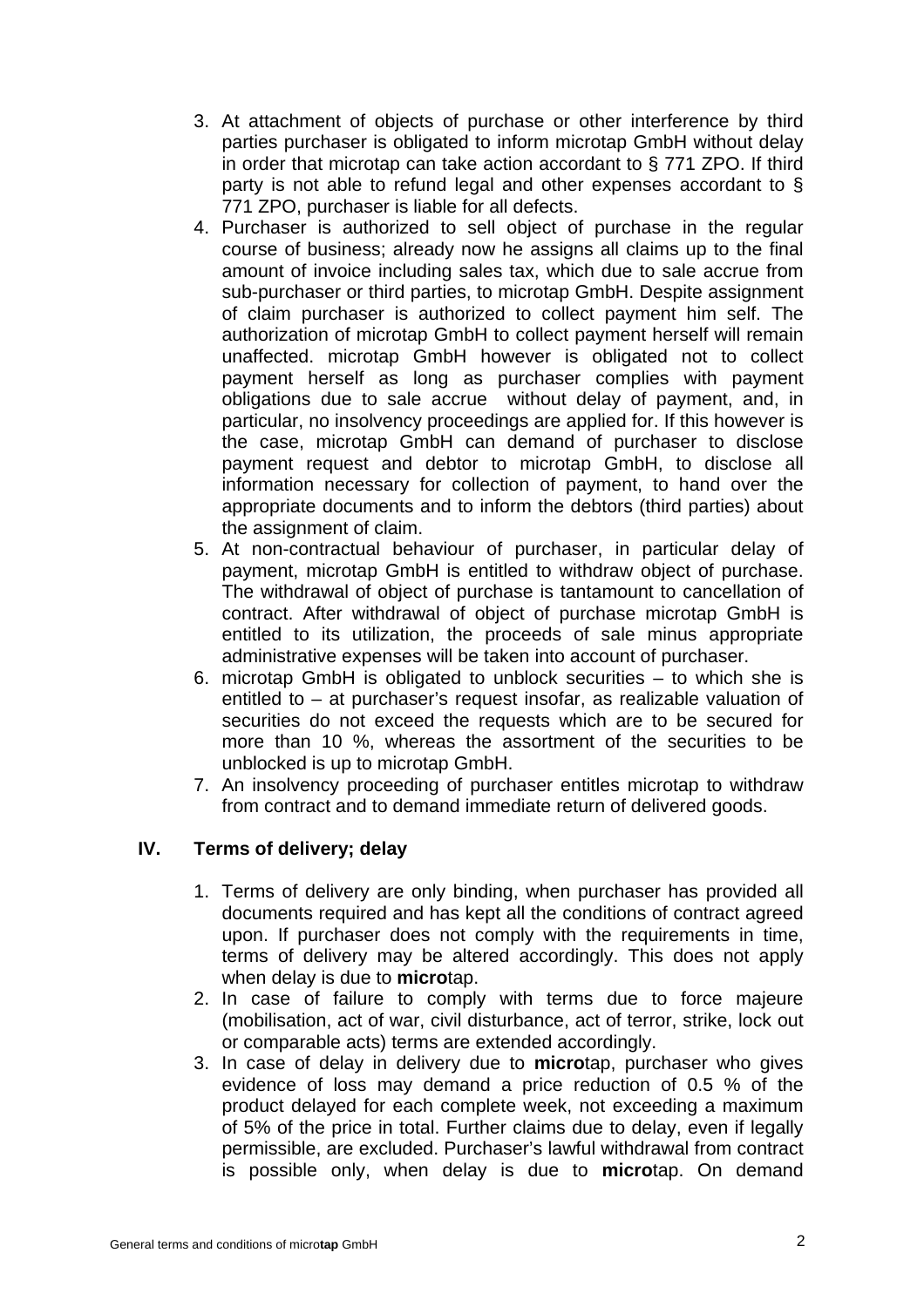3. At attachment of objects of purchase or other interference by third parties purchaser is obligated to inform microtap GmbH without delay in order that microtap can take action accordant to § 771 ZPO. If third party is not able to refund legal and other expenses accordant to § 771 ZPO, purchaser is liable for all defects.
4. Purchaser is authorized to sell object of purchase in the regular course of business; already now he assigns all claims up to the final amount of invoice including sales tax, which due to sale accrue from sub-purchaser or third parties, to microtap GmbH. Despite assignment of claim purchaser is authorized to collect payment him self. The authorization of microtap GmbH to collect payment herself will remain unaffected. microtap GmbH however is obligated not to collect payment herself as long as purchaser complies with payment obligations due to sale accrue without delay of payment, and, in particular, no insolvency proceedings are applied for. If this however is the case, microtap GmbH can demand of purchaser to disclose payment request and debtor to microtap GmbH, to disclose all information necessary for collection of payment, to hand over the appropriate documents and to inform the debtors (third parties) about the assignment of claim.
5. At non-contractual behaviour of purchaser, in particular delay of payment, microtap GmbH is entitled to withdraw object of purchase. The withdrawal of object of purchase is tantamount to cancellation of contract. After withdrawal of object of purchase microtap GmbH is entitled to its utilization, the proceeds of sale minus appropriate administrative expenses will be taken into account of purchaser.
6. microtap GmbH is obligated to unblock securities – to which she is entitled to – at purchaser's request insofar, as realizable valuation of securities do not exceed the requests which are to be secured for more than 10 %, whereas the assortment of the securities to be unblocked is up to microtap GmbH.
7. An insolvency proceeding of purchaser entitles microtap to withdraw from contract and to demand immediate return of delivered goods.

## IV. Terms of delivery; delay

1. Terms of delivery are only binding, when purchaser has provided all documents required and has kept all the conditions of contract agreed upon. If purchaser does not comply with the requirements in time, terms of delivery may be altered accordingly. This does not apply when delay is due to **micro**tap.
2. In case of failure to comply with terms due to force majeure (mobilisation, act of war, civil disturbance, act of terror, strike, lock out or comparable acts) terms are extended accordingly.
3. In case of delay in delivery due to **micro**tap, purchaser who gives evidence of loss may demand a price reduction of 0.5 % of the product delayed for each complete week, not exceeding a maximum of 5% of the price in total. Further claims due to delay, even if legally permissible, are excluded. Purchaser's lawful withdrawal from contract is possible only, when delay is due to **micro**tap. On demand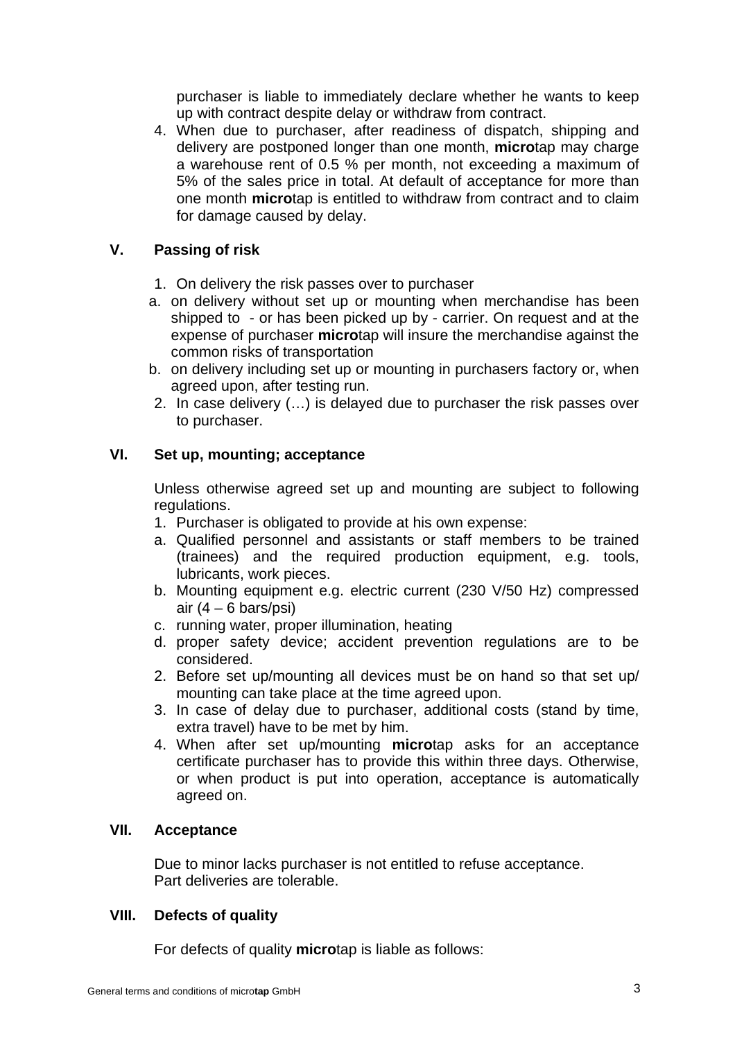purchaser is liable to immediately declare whether he wants to keep up with contract despite delay or withdraw from contract.

4. When due to purchaser, after readiness of dispatch, shipping and delivery are postponed longer than one month, **micro**tap may charge a warehouse rent of 0.5 % per month, not exceeding a maximum of 5% of the sales price in total. At default of acceptance for more than one month **micro**tap is entitled to withdraw from contract and to claim for damage caused by delay.

## V. Passing of risk

1. On delivery the risk passes over to purchaser

a. on delivery without set up or mounting when merchandise has been shipped to - or has been picked up by - carrier. On request and at the expense of purchaser **micro**tap will insure the merchandise against the common risks of transportation

b. on delivery including set up or mounting in purchasers factory or, when agreed upon, after testing run.

2. In case delivery (…) is delayed due to purchaser the risk passes over to purchaser.

## VI. Set up, mounting; acceptance

Unless otherwise agreed set up and mounting are subject to following regulations.

1. Purchaser is obligated to provide at his own expense:

a. Qualified personnel and assistants or staff members to be trained (trainees) and the required production equipment, e.g. tools, lubricants, work pieces.

b. Mounting equipment e.g. electric current (230 V/50 Hz) compressed air (4 – 6 bars/psi)

c. running water, proper illumination, heating

d. proper safety device; accident prevention regulations are to be considered.

2. Before set up/mounting all devices must be on hand so that set up/ mounting can take place at the time agreed upon.

3. In case of delay due to purchaser, additional costs (stand by time, extra travel) have to be met by him.

4. When after set up/mounting **micro**tap asks for an acceptance certificate purchaser has to provide this within three days. Otherwise, or when product is put into operation, acceptance is automatically agreed on.

## VII. Acceptance

Due to minor lacks purchaser is not entitled to refuse acceptance.
Part deliveries are tolerable.

## VIII. Defects of quality

For defects of quality **micro**tap is liable as follows: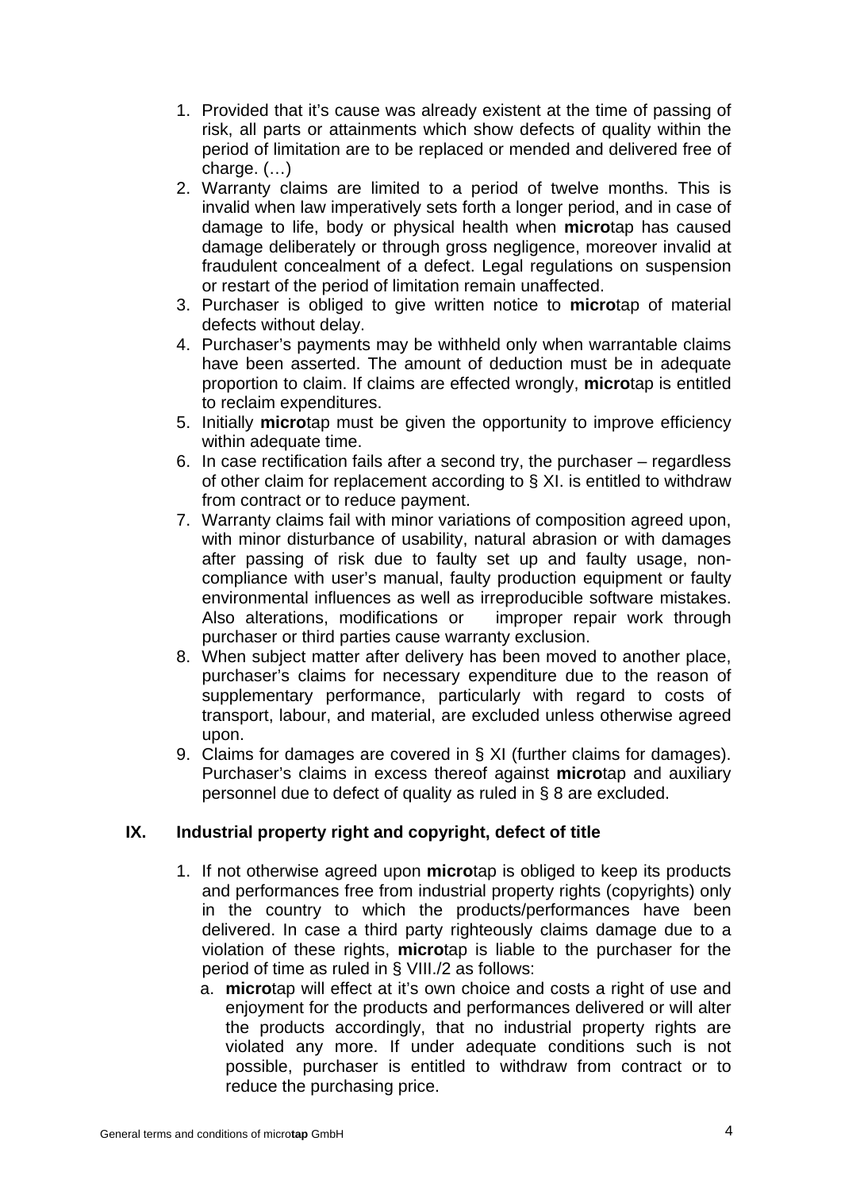1. Provided that it's cause was already existent at the time of passing of risk, all parts or attainments which show defects of quality within the period of limitation are to be replaced or mended and delivered free of charge. (…)
2. Warranty claims are limited to a period of twelve months. This is invalid when law imperatively sets forth a longer period, and in case of damage to life, body or physical health when **micro**tap has caused damage deliberately or through gross negligence, moreover invalid at fraudulent concealment of a defect. Legal regulations on suspension or restart of the period of limitation remain unaffected.
3. Purchaser is obliged to give written notice to **micro**tap of material defects without delay.
4. Purchaser's payments may be withheld only when warrantable claims have been asserted. The amount of deduction must be in adequate proportion to claim. If claims are effected wrongly, **micro**tap is entitled to reclaim expenditures.
5. Initially **micro**tap must be given the opportunity to improve efficiency within adequate time.
6. In case rectification fails after a second try, the purchaser – regardless of other claim for replacement according to § XI. is entitled to withdraw from contract or to reduce payment.
7. Warranty claims fail with minor variations of composition agreed upon, with minor disturbance of usability, natural abrasion or with damages after passing of risk due to faulty set up and faulty usage, non-compliance with user's manual, faulty production equipment or faulty environmental influences as well as irreproducible software mistakes. Also alterations, modifications or improper repair work through purchaser or third parties cause warranty exclusion.
8. When subject matter after delivery has been moved to another place, purchaser's claims for necessary expenditure due to the reason of supplementary performance, particularly with regard to costs of transport, labour, and material, are excluded unless otherwise agreed upon.
9. Claims for damages are covered in § XI (further claims for damages). Purchaser's claims in excess thereof against **micro**tap and auxiliary personnel due to defect of quality as ruled in § 8 are excluded.

## IX. Industrial property right and copyright, defect of title

1. If not otherwise agreed upon **micro**tap is obliged to keep its products and performances free from industrial property rights (copyrights) only in the country to which the products/performances have been delivered. In case a third party righteously claims damage due to a violation of these rights, **micro**tap is liable to the purchaser for the period of time as ruled in § VIII./2 as follows:
   a. **micro**tap will effect at it's own choice and costs a right of use and enjoyment for the products and performances delivered or will alter the products accordingly, that no industrial property rights are violated any more. If under adequate conditions such is not possible, purchaser is entitled to withdraw from contract or to reduce the purchasing price.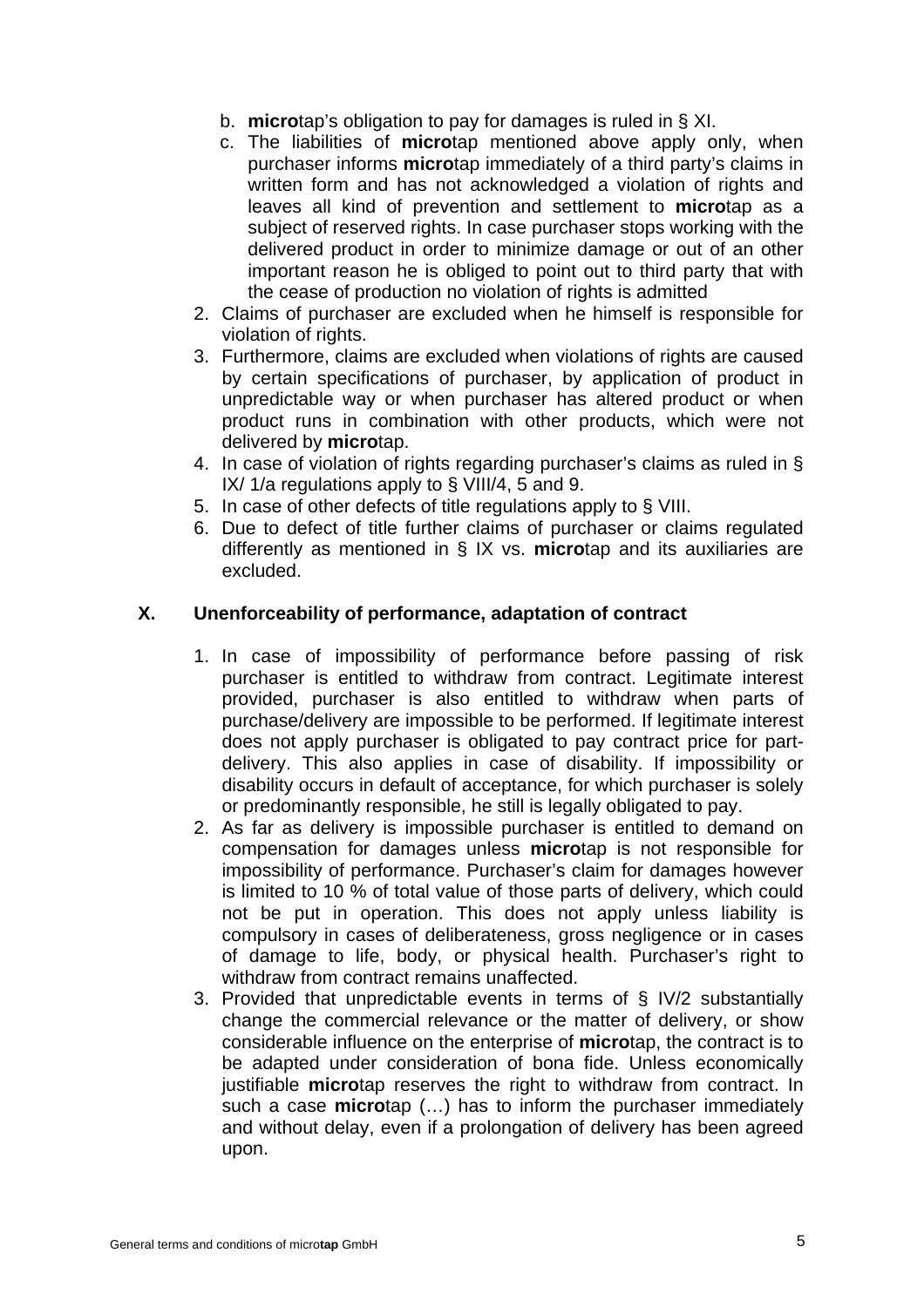b. **micro**tap's obligation to pay for damages is ruled in § XI.
   c. The liabilities of **micro**tap mentioned above apply only, when purchaser informs **micro**tap immediately of a third party's claims in written form and has not acknowledged a violation of rights and leaves all kind of prevention and settlement to **micro**tap as a subject of reserved rights. In case purchaser stops working with the delivered product in order to minimize damage or out of an other important reason he is obliged to point out to third party that with the cease of production no violation of rights is admitted
2. Claims of purchaser are excluded when he himself is responsible for violation of rights.
3. Furthermore, claims are excluded when violations of rights are caused by certain specifications of purchaser, by application of product in unpredictable way or when purchaser has altered product or when product runs in combination with other products, which were not delivered by **micro**tap.
4. In case of violation of rights regarding purchaser's claims as ruled in § IX/ 1/a regulations apply to § VIII/4, 5 and 9.
5. In case of other defects of title regulations apply to § VIII.
6. Due to defect of title further claims of purchaser or claims regulated differently as mentioned in § IX vs. **micro**tap and its auxiliaries are excluded.

## X. Unenforceability of performance, adaptation of contract

1. In case of impossibility of performance before passing of risk purchaser is entitled to withdraw from contract. Legitimate interest provided, purchaser is also entitled to withdraw when parts of purchase/delivery are impossible to be performed. If legitimate interest does not apply purchaser is obligated to pay contract price for part-delivery. This also applies in case of disability. If impossibility or disability occurs in default of acceptance, for which purchaser is solely or predominantly responsible, he still is legally obligated to pay.
2. As far as delivery is impossible purchaser is entitled to demand on compensation for damages unless **micro**tap is not responsible for impossibility of performance. Purchaser's claim for damages however is limited to 10 % of total value of those parts of delivery, which could not be put in operation. This does not apply unless liability is compulsory in cases of deliberateness, gross negligence or in cases of damage to life, body, or physical health. Purchaser's right to withdraw from contract remains unaffected.
3. Provided that unpredictable events in terms of § IV/2 substantially change the commercial relevance or the matter of delivery, or show considerable influence on the enterprise of **micro**tap, the contract is to be adapted under consideration of bona fide. Unless economically justifiable **micro**tap reserves the right to withdraw from contract. In such a case **micro**tap (…) has to inform the purchaser immediately and without delay, even if a prolongation of delivery has been agreed upon.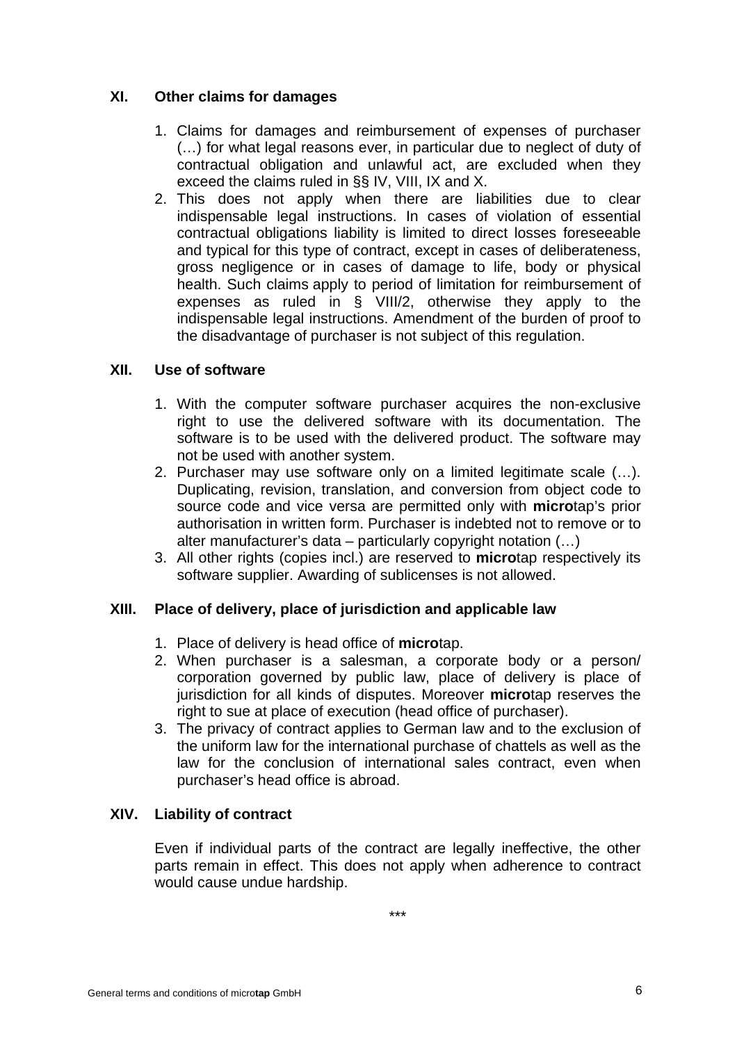## XI. Other claims for damages

1. Claims for damages and reimbursement of expenses of purchaser (…) for what legal reasons ever, in particular due to neglect of duty of contractual obligation and unlawful act, are excluded when they exceed the claims ruled in §§ IV, VIII, IX and X.
2. This does not apply when there are liabilities due to clear indispensable legal instructions. In cases of violation of essential contractual obligations liability is limited to direct losses foreseeable and typical for this type of contract, except in cases of deliberateness, gross negligence or in cases of damage to life, body or physical health. Such claims apply to period of limitation for reimbursement of expenses as ruled in § VIII/2, otherwise they apply to the indispensable legal instructions. Amendment of the burden of proof to the disadvantage of purchaser is not subject of this regulation.

## XII. Use of software

1. With the computer software purchaser acquires the non-exclusive right to use the delivered software with its documentation. The software is to be used with the delivered product. The software may not be used with another system.
2. Purchaser may use software only on a limited legitimate scale (…). Duplicating, revision, translation, and conversion from object code to source code and vice versa are permitted only with **micro**tap's prior authorisation in written form. Purchaser is indebted not to remove or to alter manufacturer's data – particularly copyright notation (…)
3. All other rights (copies incl.) are reserved to **micro**tap respectively its software supplier. Awarding of sublicenses is not allowed.

## XIII. Place of delivery, place of jurisdiction and applicable law

1. Place of delivery is head office of **micro**tap.
2. When purchaser is a salesman, a corporate body or a person/ corporation governed by public law, place of delivery is place of jurisdiction for all kinds of disputes. Moreover **micro**tap reserves the right to sue at place of execution (head office of purchaser).
3. The privacy of contract applies to German law and to the exclusion of the uniform law for the international purchase of chattels as well as the law for the conclusion of international sales contract, even when purchaser's head office is abroad.

## XIV. Liability of contract

Even if individual parts of the contract are legally ineffective, the other parts remain in effect. This does not apply when adherence to contract would cause undue hardship.

***